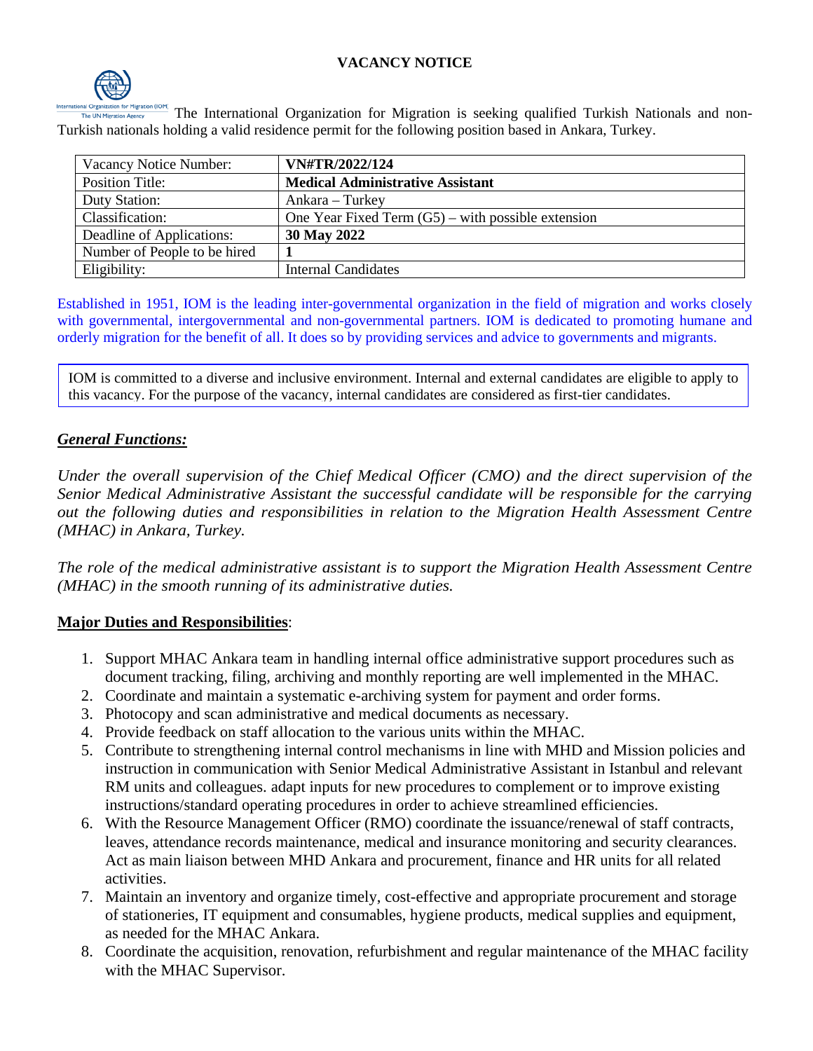# VACANCY NOTICE

The International Organization for Migration is seeking qualified Turkish Nationals and non-Turkish nationals holding a valid residence permit for the following position based in Ankara, Turkey.

| Vacancy Notice Number: | **VN#TR/2022/124** |
|---|---|
| Position Title: | **Medical Administrative Assistant** |
| Duty Station: | Ankara – Turkey |
| Classification: | One Year Fixed Term (G5) – with possible extension |
| Deadline of Applications: | **30 May 2022** |
| Number of People to be hired | **1** |
| Eligibility: | Internal Candidates |

Established in 1951, IOM is the leading inter-governmental organization in the field of migration and works closely with governmental, intergovernmental and non-governmental partners. IOM is dedicated to promoting humane and orderly migration for the benefit of all. It does so by providing services and advice to governments and migrants.

IOM is committed to a diverse and inclusive environment. Internal and external candidates are eligible to apply to this vacancy. For the purpose of the vacancy, internal candidates are considered as first-tier candidates.

## ***General Functions:***

*Under the overall supervision of the Chief Medical Officer (CMO) and the direct supervision of the Senior Medical Administrative Assistant the successful candidate will be responsible for the carrying out the following duties and responsibilities in relation to the Migration Health Assessment Centre (MHAC) in Ankara, Turkey.*

*The role of the medical administrative assistant is to support the Migration Health Assessment Centre (MHAC) in the smooth running of its administrative duties.*

## **Major Duties and Responsibilities**:

1. Support MHAC Ankara team in handling internal office administrative support procedures such as document tracking, filing, archiving and monthly reporting are well implemented in the MHAC.
2. Coordinate and maintain a systematic e-archiving system for payment and order forms.
3. Photocopy and scan administrative and medical documents as necessary.
4. Provide feedback on staff allocation to the various units within the MHAC.
5. Contribute to strengthening internal control mechanisms in line with MHD and Mission policies and instruction in communication with Senior Medical Administrative Assistant in Istanbul and relevant RM units and colleagues. adapt inputs for new procedures to complement or to improve existing instructions/standard operating procedures in order to achieve streamlined efficiencies.
6. With the Resource Management Officer (RMO) coordinate the issuance/renewal of staff contracts, leaves, attendance records maintenance, medical and insurance monitoring and security clearances. Act as main liaison between MHD Ankara and procurement, finance and HR units for all related activities.
7. Maintain an inventory and organize timely, cost-effective and appropriate procurement and storage of stationeries, IT equipment and consumables, hygiene products, medical supplies and equipment, as needed for the MHAC Ankara.
8. Coordinate the acquisition, renovation, refurbishment and regular maintenance of the MHAC facility with the MHAC Supervisor.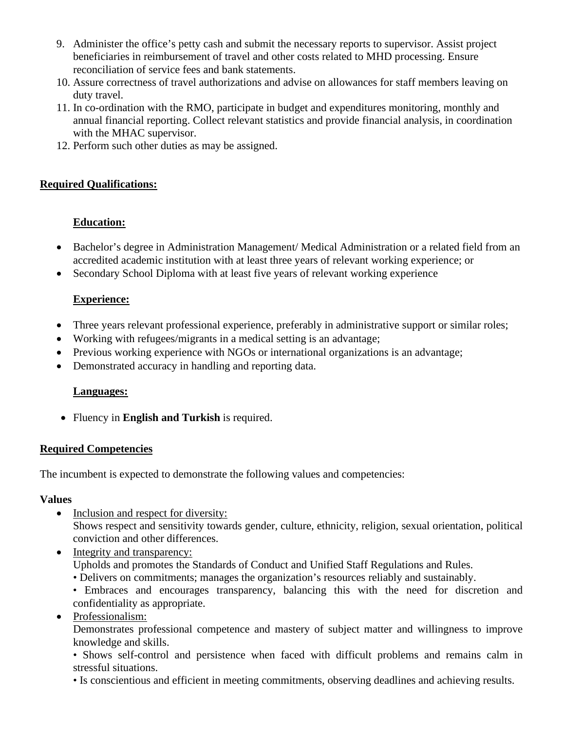9. Administer the office's petty cash and submit the necessary reports to supervisor. Assist project beneficiaries in reimbursement of travel and other costs related to MHD processing. Ensure reconciliation of service fees and bank statements.
10. Assure correctness of travel authorizations and advise on allowances for staff members leaving on duty travel.
11. In co-ordination with the RMO, participate in budget and expenditures monitoring, monthly and annual financial reporting. Collect relevant statistics and provide financial analysis, in coordination with the MHAC supervisor.
12. Perform such other duties as may be assigned.

**Required Qualifications:**

**Education:**

- Bachelor's degree in Administration Management/ Medical Administration or a related field from an accredited academic institution with at least three years of relevant working experience; or
- Secondary School Diploma with at least five years of relevant working experience

**Experience:**

- Three years relevant professional experience, preferably in administrative support or similar roles;
- Working with refugees/migrants in a medical setting is an advantage;
- Previous working experience with NGOs or international organizations is an advantage;
- Demonstrated accuracy in handling and reporting data.

**Languages:**

- Fluency in **English and Turkish** is required.

**Required Competencies**

The incumbent is expected to demonstrate the following values and competencies:

**Values**

- Inclusion and respect for diversity:
  Shows respect and sensitivity towards gender, culture, ethnicity, religion, sexual orientation, political conviction and other differences.
- Integrity and transparency:
  Upholds and promotes the Standards of Conduct and Unified Staff Regulations and Rules.
  • Delivers on commitments; manages the organization's resources reliably and sustainably.
  • Embraces and encourages transparency, balancing this with the need for discretion and confidentiality as appropriate.
- Professionalism:
  Demonstrates professional competence and mastery of subject matter and willingness to improve knowledge and skills.
  • Shows self-control and persistence when faced with difficult problems and remains calm in stressful situations.
  • Is conscientious and efficient in meeting commitments, observing deadlines and achieving results.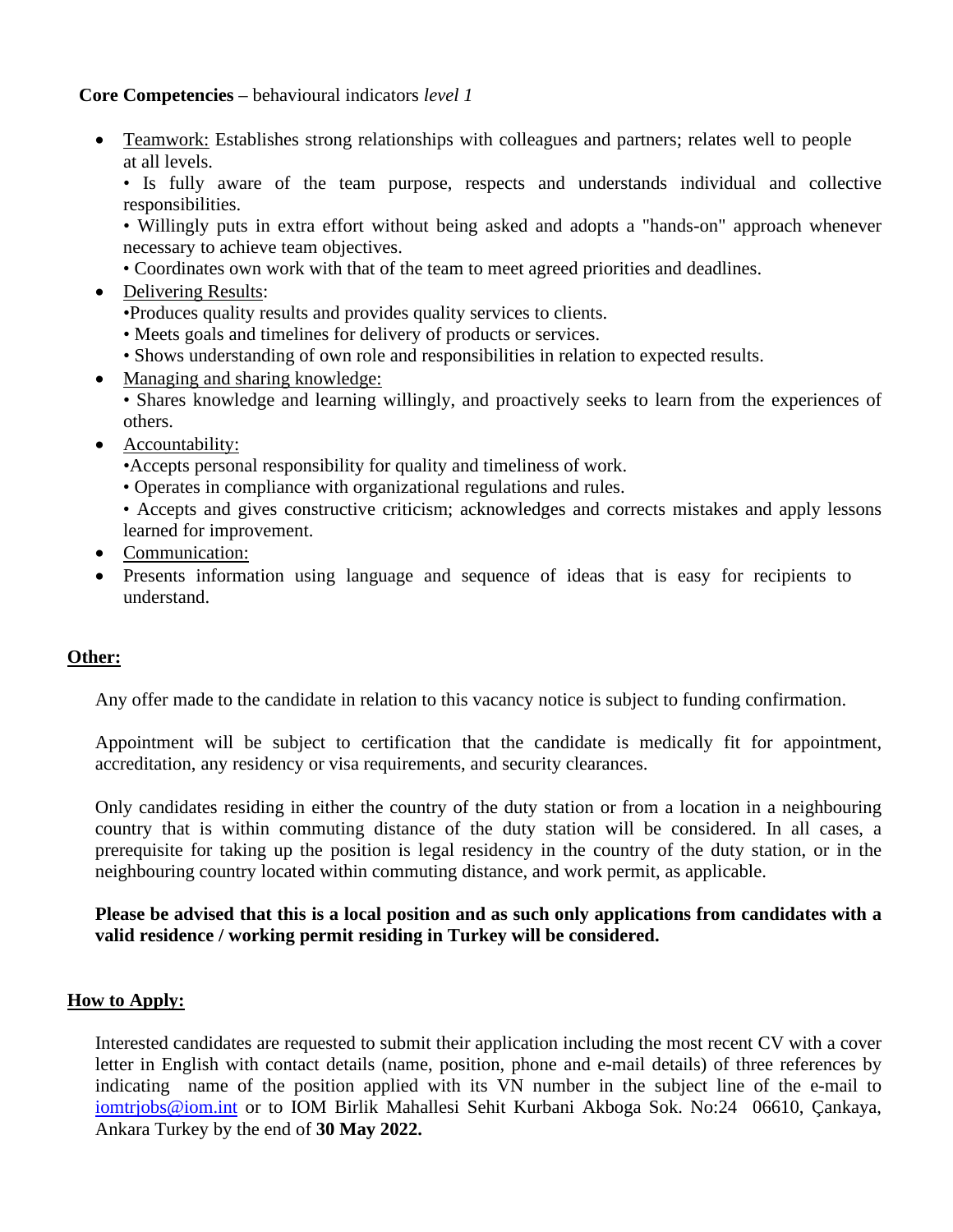**Core Competencies** – behavioural indicators *level 1*

- Teamwork: Establishes strong relationships with colleagues and partners; relates well to people at all levels.
  • Is fully aware of the team purpose, respects and understands individual and collective responsibilities.
  • Willingly puts in extra effort without being asked and adopts a "hands-on" approach whenever necessary to achieve team objectives.
  • Coordinates own work with that of the team to meet agreed priorities and deadlines.
- Delivering Results:
  •Produces quality results and provides quality services to clients.
  • Meets goals and timelines for delivery of products or services.
  • Shows understanding of own role and responsibilities in relation to expected results.
- Managing and sharing knowledge:
  • Shares knowledge and learning willingly, and proactively seeks to learn from the experiences of others.
- Accountability:
  •Accepts personal responsibility for quality and timeliness of work.
  • Operates in compliance with organizational regulations and rules.
  • Accepts and gives constructive criticism; acknowledges and corrects mistakes and apply lessons learned for improvement.
- Communication:
- Presents information using language and sequence of ideas that is easy for recipients to understand.

## Other:

Any offer made to the candidate in relation to this vacancy notice is subject to funding confirmation.

Appointment will be subject to certification that the candidate is medically fit for appointment, accreditation, any residency or visa requirements, and security clearances.

Only candidates residing in either the country of the duty station or from a location in a neighbouring country that is within commuting distance of the duty station will be considered. In all cases, a prerequisite for taking up the position is legal residency in the country of the duty station, or in the neighbouring country located within commuting distance, and work permit, as applicable.

**Please be advised that this is a local position and as such only applications from candidates with a valid residence / working permit residing in Turkey will be considered.**

## How to Apply:

Interested candidates are requested to submit their application including the most recent CV with a cover letter in English with contact details (name, position, phone and e-mail details) of three references by indicating name of the position applied with its VN number in the subject line of the e-mail to iomtrjobs@iom.int or to IOM Birlik Mahallesi Sehit Kurbani Akboga Sok. No:24 06610, Çankaya, Ankara Turkey by the end of **30 May 2022.**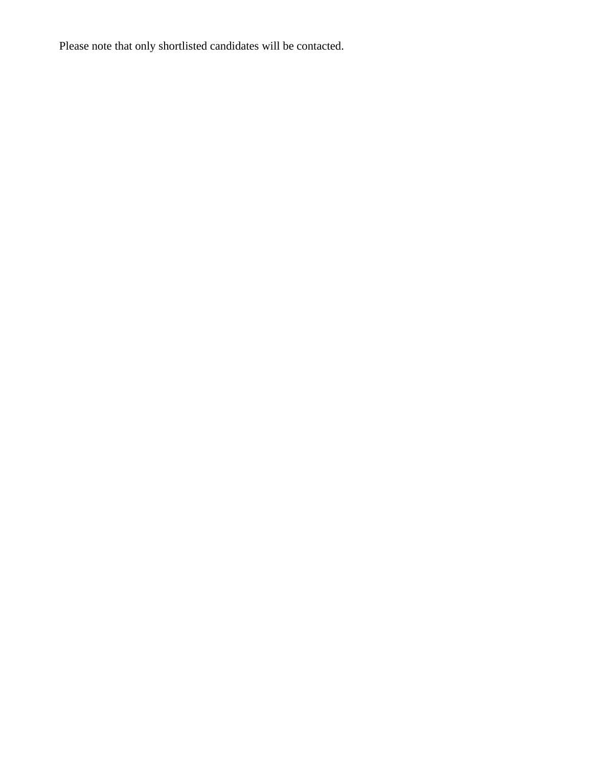Please note that only shortlisted candidates will be contacted.